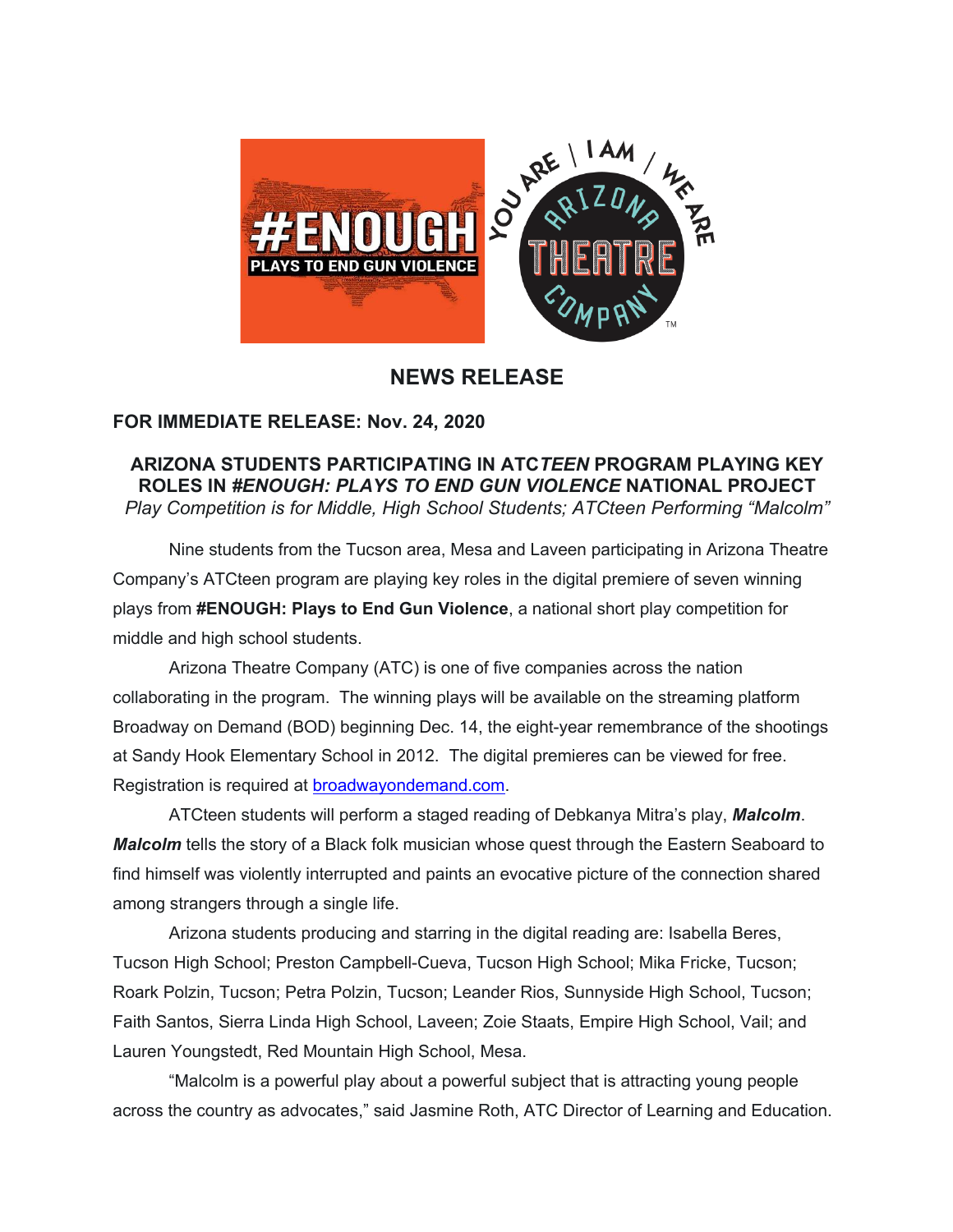## NEWS RELEASE

**FOR IMMEDIATE RELEASE: Nov. 24, 2020**

### ARIZONA STUDENTS PARTICIPATING IN ATC*TEEN* PROGRAM PLAYING KEY ROLES IN *#ENOUGH: PLAYS TO END GUN VIOLENCE* NATIONAL PROJECT

*Play Competition is for Middle, High School Students; ATCteen Performing "Malcolm"*

Nine students from the Tucson area, Mesa and Laveen participating in Arizona Theatre Company's ATCteen program are playing key roles in the digital premiere of seven winning plays from **#ENOUGH: Plays to End Gun Violence**, a national short play competition for middle and high school students.

Arizona Theatre Company (ATC) is one of five companies across the nation collaborating in the program. The winning plays will be available on the streaming platform Broadway on Demand (BOD) beginning Dec. 14, the eight-year remembrance of the shootings at Sandy Hook Elementary School in 2012. The digital premieres can be viewed for free. Registration is required at broadwayondemand.com.

ATCteen students will perform a staged reading of Debkanya Mitra's play, ***Malcolm***. ***Malcolm*** tells the story of a Black folk musician whose quest through the Eastern Seaboard to find himself was violently interrupted and paints an evocative picture of the connection shared among strangers through a single life.

Arizona students producing and starring in the digital reading are: Isabella Beres, Tucson High School; Preston Campbell-Cueva, Tucson High School; Mika Fricke, Tucson; Roark Polzin, Tucson; Petra Polzin, Tucson; Leander Rios, Sunnyside High School, Tucson; Faith Santos, Sierra Linda High School, Laveen; Zoie Staats, Empire High School, Vail; and Lauren Youngstedt, Red Mountain High School, Mesa.

"Malcolm is a powerful play about a powerful subject that is attracting young people across the country as advocates," said Jasmine Roth, ATC Director of Learning and Education.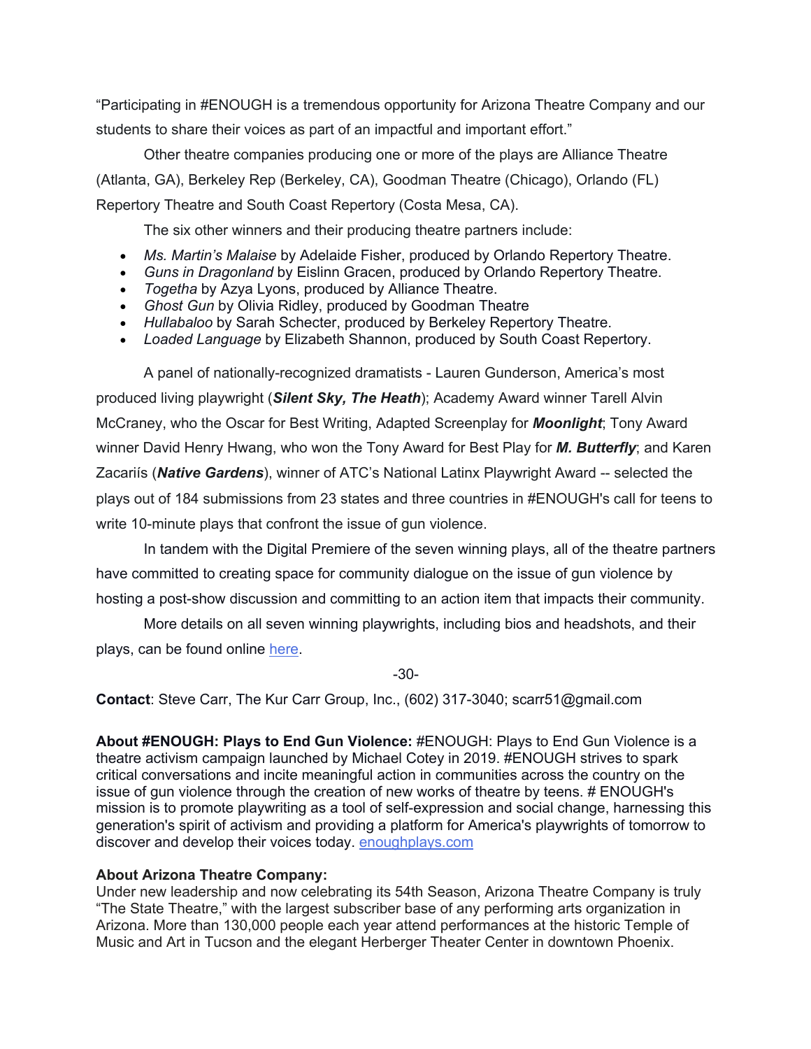"Participating in #ENOUGH is a tremendous opportunity for Arizona Theatre Company and our students to share their voices as part of an impactful and important effort."

Other theatre companies producing one or more of the plays are Alliance Theatre (Atlanta, GA), Berkeley Rep (Berkeley, CA), Goodman Theatre (Chicago), Orlando (FL) Repertory Theatre and South Coast Repertory (Costa Mesa, CA).

The six other winners and their producing theatre partners include:

- *Ms. Martin's Malaise* by Adelaide Fisher, produced by Orlando Repertory Theatre.
- *Guns in Dragonland* by Eislinn Gracen, produced by Orlando Repertory Theatre.
- *Togetha* by Azya Lyons, produced by Alliance Theatre.
- *Ghost Gun* by Olivia Ridley, produced by Goodman Theatre
- *Hullabaloo* by Sarah Schecter, produced by Berkeley Repertory Theatre.
- *Loaded Language* by Elizabeth Shannon, produced by South Coast Repertory.

A panel of nationally-recognized dramatists - Lauren Gunderson, America's most produced living playwright (***Silent Sky, The Heath***); Academy Award winner Tarell Alvin McCraney, who the Oscar for Best Writing, Adapted Screenplay for ***Moonlight***; Tony Award winner David Henry Hwang, who won the Tony Award for Best Play for ***M. Butterfly***; and Karen Zacariís (***Native Gardens***), winner of ATC's National Latinx Playwright Award -- selected the plays out of 184 submissions from 23 states and three countries in #ENOUGH's call for teens to write 10-minute plays that confront the issue of gun violence.

In tandem with the Digital Premiere of the seven winning plays, all of the theatre partners have committed to creating space for community dialogue on the issue of gun violence by hosting a post-show discussion and committing to an action item that impacts their community.

More details on all seven winning playwrights, including bios and headshots, and their plays, can be found online here.

-30-

**Contact**: Steve Carr, The Kur Carr Group, Inc., (602) 317-3040; scarr51@gmail.com

**About #ENOUGH: Plays to End Gun Violence:** #ENOUGH: Plays to End Gun Violence is a theatre activism campaign launched by Michael Cotey in 2019. #ENOUGH strives to spark critical conversations and incite meaningful action in communities across the country on the issue of gun violence through the creation of new works of theatre by teens. # ENOUGH's mission is to promote playwriting as a tool of self-expression and social change, harnessing this generation's spirit of activism and providing a platform for America's playwrights of tomorrow to discover and develop their voices today. enoughplays.com

**About Arizona Theatre Company:**
Under new leadership and now celebrating its 54th Season, Arizona Theatre Company is truly "The State Theatre," with the largest subscriber base of any performing arts organization in Arizona. More than 130,000 people each year attend performances at the historic Temple of Music and Art in Tucson and the elegant Herberger Theater Center in downtown Phoenix.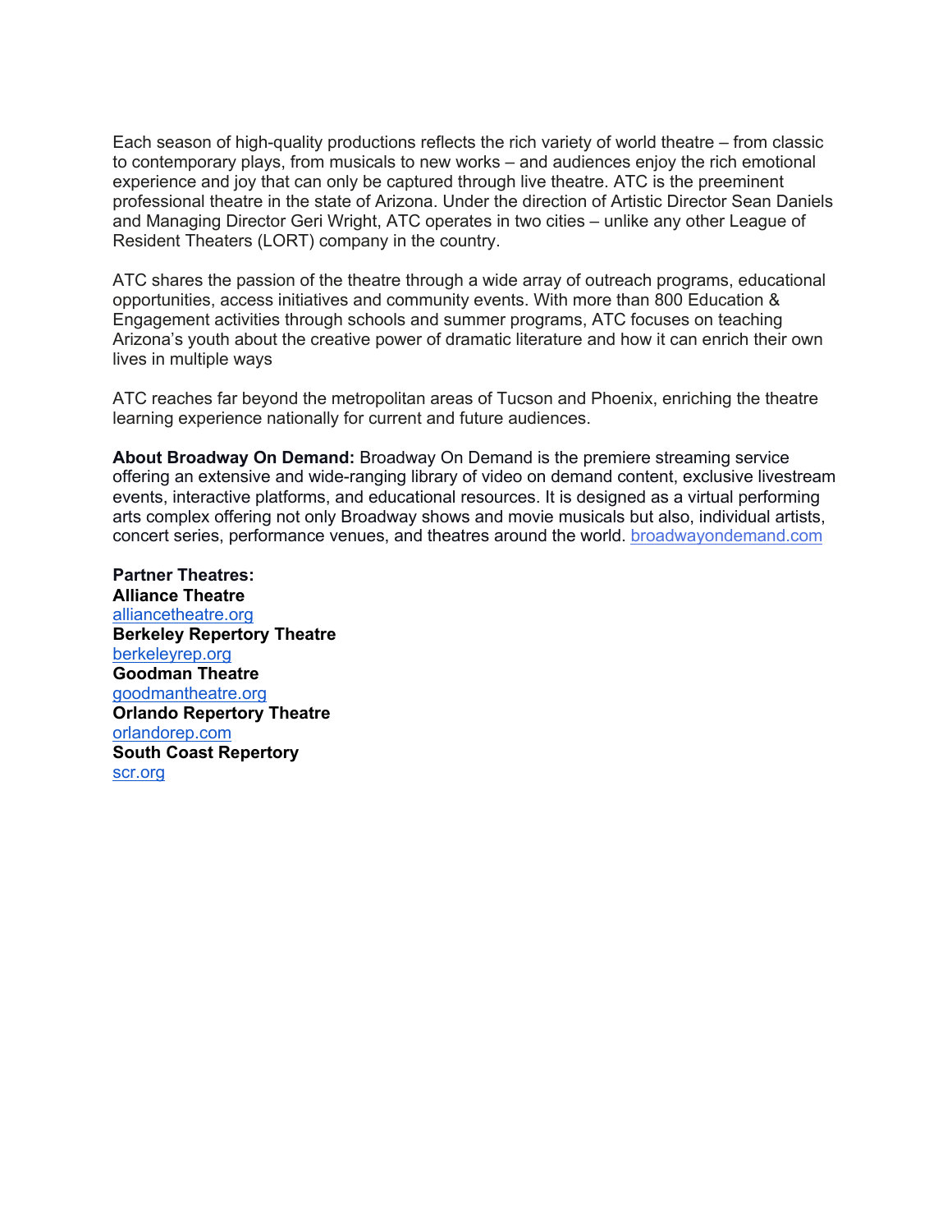Each season of high-quality productions reflects the rich variety of world theatre – from classic to contemporary plays, from musicals to new works – and audiences enjoy the rich emotional experience and joy that can only be captured through live theatre. ATC is the preeminent professional theatre in the state of Arizona. Under the direction of Artistic Director Sean Daniels and Managing Director Geri Wright, ATC operates in two cities – unlike any other League of Resident Theaters (LORT) company in the country.

ATC shares the passion of the theatre through a wide array of outreach programs, educational opportunities, access initiatives and community events. With more than 800 Education & Engagement activities through schools and summer programs, ATC focuses on teaching Arizona's youth about the creative power of dramatic literature and how it can enrich their own lives in multiple ways

ATC reaches far beyond the metropolitan areas of Tucson and Phoenix, enriching the theatre learning experience nationally for current and future audiences.

**About Broadway On Demand:** Broadway On Demand is the premiere streaming service offering an extensive and wide-ranging library of video on demand content, exclusive livestream events, interactive platforms, and educational resources. It is designed as a virtual performing arts complex offering not only Broadway shows and movie musicals but also, individual artists, concert series, performance venues, and theatres around the world. broadwayondemand.com

**Partner Theatres:**
**Alliance Theatre**
alliancetheatre.org
**Berkeley Repertory Theatre**
berkeleyrep.org
**Goodman Theatre**
goodmantheatre.org
**Orlando Repertory Theatre**
orlandorep.com
**South Coast Repertory**
scr.org